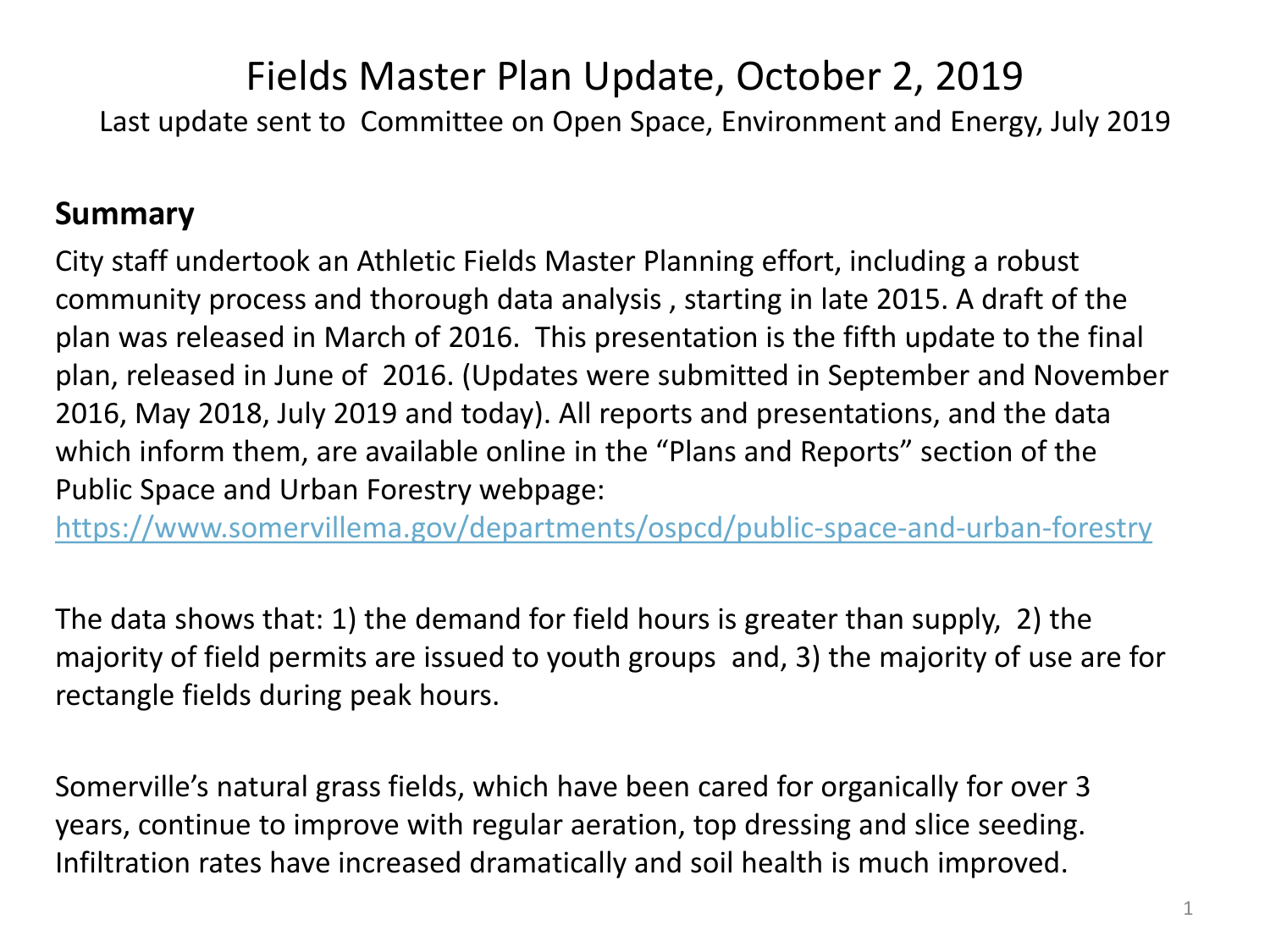# Fields Master Plan Update, October 2, 2019

Last update sent to Committee on Open Space, Environment and Energy, July 2019

## Summary

City staff undertook an Athletic Fields Master Planning effort, including a robust community process and thorough data analysis , starting in late 2015. A draft of the plan was released in March of 2016. This presentation is the fifth update to the final plan, released in June of 2016. (Updates were submitted in September and November 2016, May 2018, July 2019 and today). All reports and presentations, and the data which inform them, are available online in the "Plans and Reports" section of the Public Space and Urban Forestry webpage: https://www.somervillema.gov/departments/ospcd/public-space-and-urban-forestry

The data shows that: 1) the demand for field hours is greater than supply, 2) the majority of field permits are issued to youth groups and, 3) the majority of use are for rectangle fields during peak hours.

Somerville's natural grass fields, which have been cared for organically for over 3 years, continue to improve with regular aeration, top dressing and slice seeding. Infiltration rates have increased dramatically and soil health is much improved.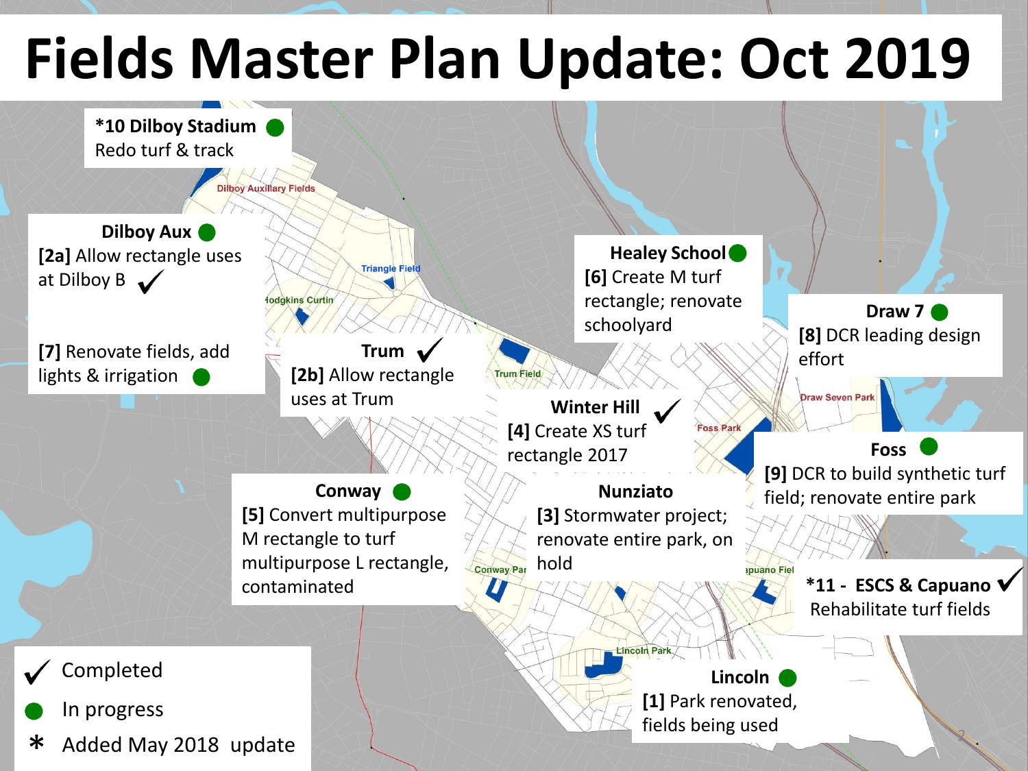# Fields Master Plan Update: Oct 2019

**\*10 Dilboy Stadium** ●
Redo turf & track

**Dilboy Aux** ●
**[2a]** Allow rectangle uses at Dilboy B ✓

**[7]** Renovate fields, add lights & irrigation ●

**Trum** ✓
**[2b]** Allow rectangle uses at Trum

**Healey School** ●
**[6]** Create M turf rectangle; renovate schoolyard

**Draw 7** ●
**[8]** DCR leading design effort

**Winter Hill** ✓
**[4]** Create XS turf rectangle 2017

**Foss** ●
**[9]** DCR to build synthetic turf field; renovate entire park

**Conway** ●
**[5]** Convert multipurpose M rectangle to turf multipurpose L rectangle, contaminated

**Nunziato**
**[3]** Stormwater project; renovate entire park, on hold

**\*11 - ESCS & Capuano** ✓
Rehabilitate turf fields

**Lincoln** ●
**[1]** Park renovated, fields being used

✓ Completed

● In progress

\* Added May 2018 update

Dilboy Auxiliary Fields
Triangle Field
Hodgkins Curtin
Trum Field
Foss Park
Draw Seven Park
Conway Par
Capuano Fiel
Lincoln Park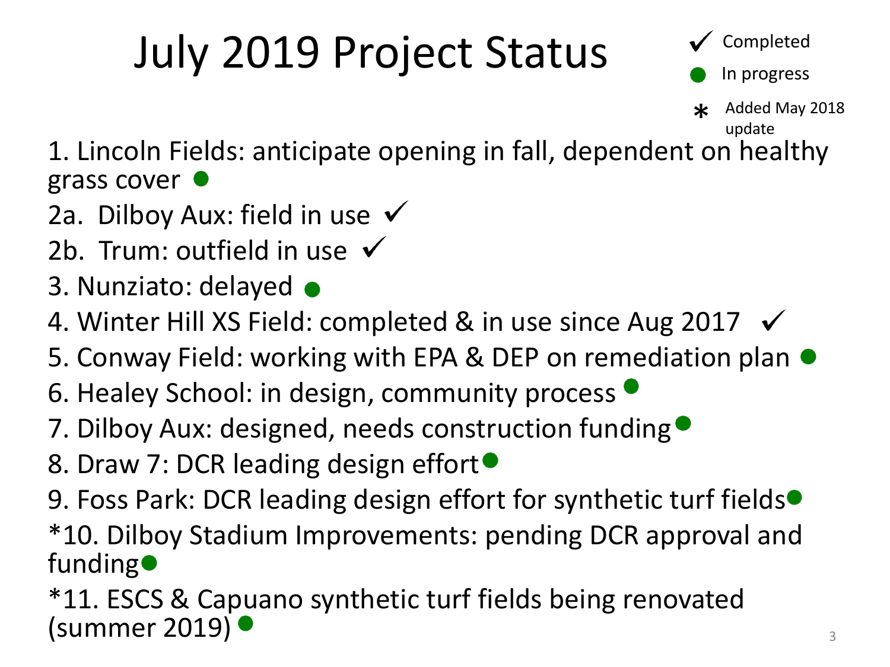# July 2019 Project Status

✓ Completed

● In progress

* Added May 2018 update

1. Lincoln Fields: anticipate opening in fall, dependent on healthy grass cover ●

2a. Dilboy Aux: field in use ✓

2b. Trum: outfield in use ✓

3. Nunziato: delayed ●

4. Winter Hill XS Field: completed & in use since Aug 2017 ✓

5. Conway Field: working with EPA & DEP on remediation plan ●

6. Healey School: in design, community process ●

7. Dilboy Aux: designed, needs construction funding ●

8. Draw 7: DCR leading design effort ●

9. Foss Park: DCR leading design effort for synthetic turf fields ●

*10. Dilboy Stadium Improvements: pending DCR approval and funding ●

*11. ESCS & Capuano synthetic turf fields being renovated (summer 2019) ●